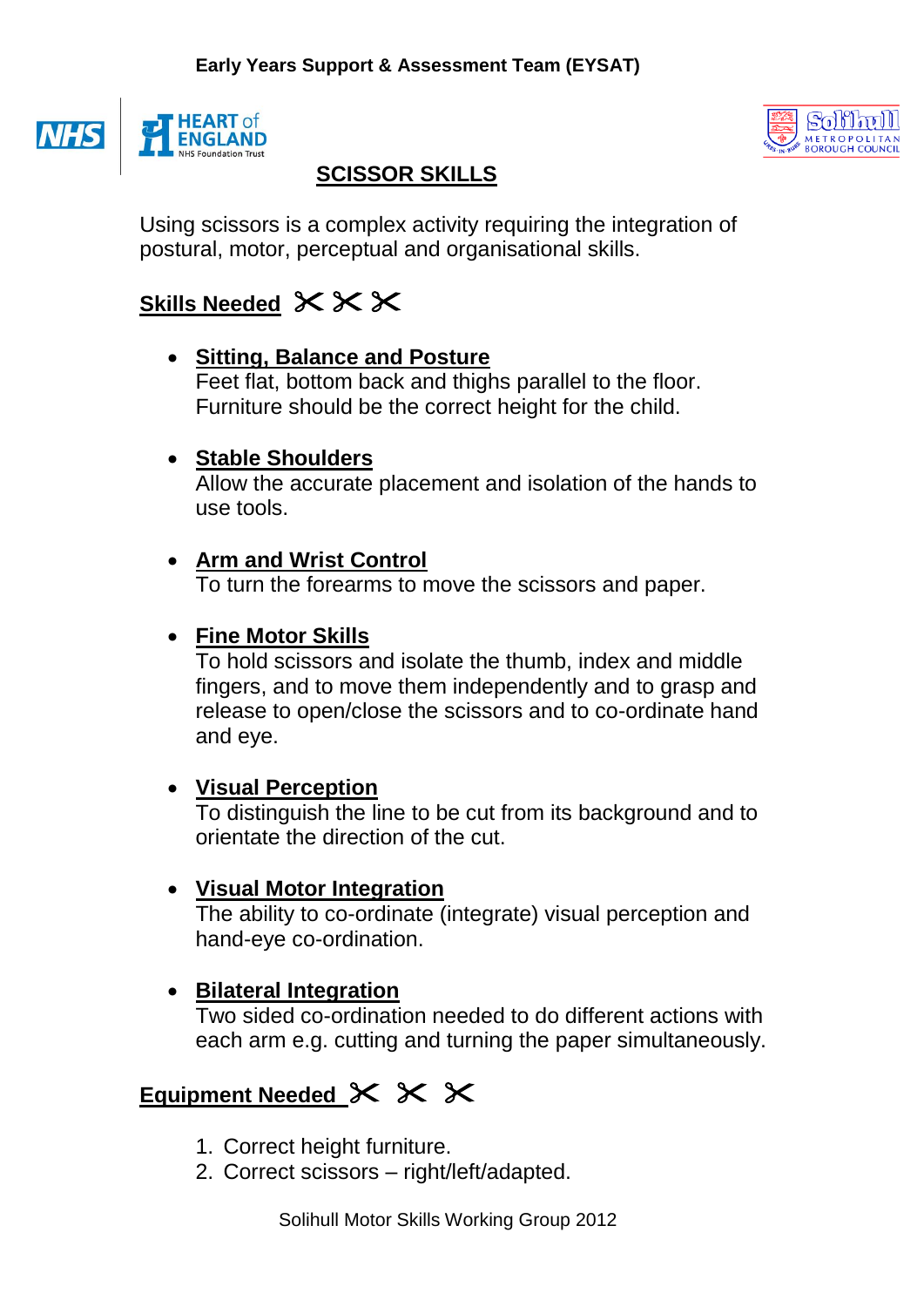**Early Years Support & Assessment Team (EYSAT)**

# SCISSOR SKILLS

Using scissors is a complex activity requiring the integration of postural, motor, perceptual and organisational skills.

## Skills Needed

- **Sitting, Balance and Posture**
  Feet flat, bottom back and thighs parallel to the floor. Furniture should be the correct height for the child.

- **Stable Shoulders**
  Allow the accurate placement and isolation of the hands to use tools.

- **Arm and Wrist Control**
  To turn the forearms to move the scissors and paper.

- **Fine Motor Skills**
  To hold scissors and isolate the thumb, index and middle fingers, and to move them independently and to grasp and release to open/close the scissors and to co-ordinate hand and eye.

- **Visual Perception**
  To distinguish the line to be cut from its background and to orientate the direction of the cut.

- **Visual Motor Integration**
  The ability to co-ordinate (integrate) visual perception and hand-eye co-ordination.

- **Bilateral Integration**
  Two sided co-ordination needed to do different actions with each arm e.g. cutting and turning the paper simultaneously.

## Equipment Needed

1. Correct height furniture.
2. Correct scissors – right/left/adapted.

Solihull Motor Skills Working Group 2012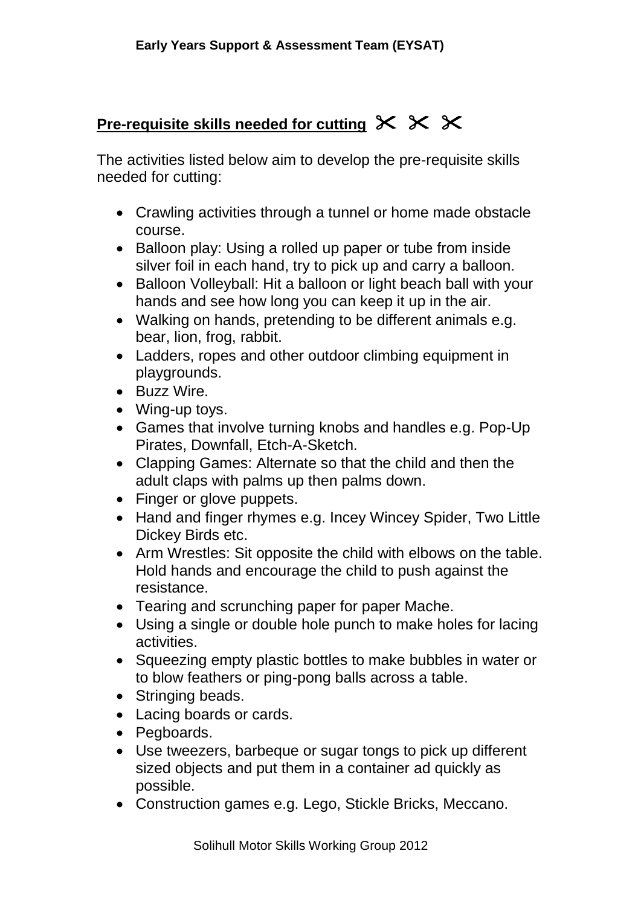## Pre-requisite skills needed for cutting ✂ ✂ ✂

The activities listed below aim to develop the pre-requisite skills needed for cutting:

- Crawling activities through a tunnel or home made obstacle course.
- Balloon play: Using a rolled up paper or tube from inside silver foil in each hand, try to pick up and carry a balloon.
- Balloon Volleyball: Hit a balloon or light beach ball with your hands and see how long you can keep it up in the air.
- Walking on hands, pretending to be different animals e.g. bear, lion, frog, rabbit.
- Ladders, ropes and other outdoor climbing equipment in playgrounds.
- Buzz Wire.
- Wing-up toys.
- Games that involve turning knobs and handles e.g. Pop-Up Pirates, Downfall, Etch-A-Sketch.
- Clapping Games: Alternate so that the child and then the adult claps with palms up then palms down.
- Finger or glove puppets.
- Hand and finger rhymes e.g. Incey Wincey Spider, Two Little Dickey Birds etc.
- Arm Wrestles: Sit opposite the child with elbows on the table. Hold hands and encourage the child to push against the resistance.
- Tearing and scrunching paper for paper Mache.
- Using a single or double hole punch to make holes for lacing activities.
- Squeezing empty plastic bottles to make bubbles in water or to blow feathers or ping-pong balls across a table.
- Stringing beads.
- Lacing boards or cards.
- Pegboards.
- Use tweezers, barbeque or sugar tongs to pick up different sized objects and put them in a container ad quickly as possible.
- Construction games e.g. Lego, Stickle Bricks, Meccano.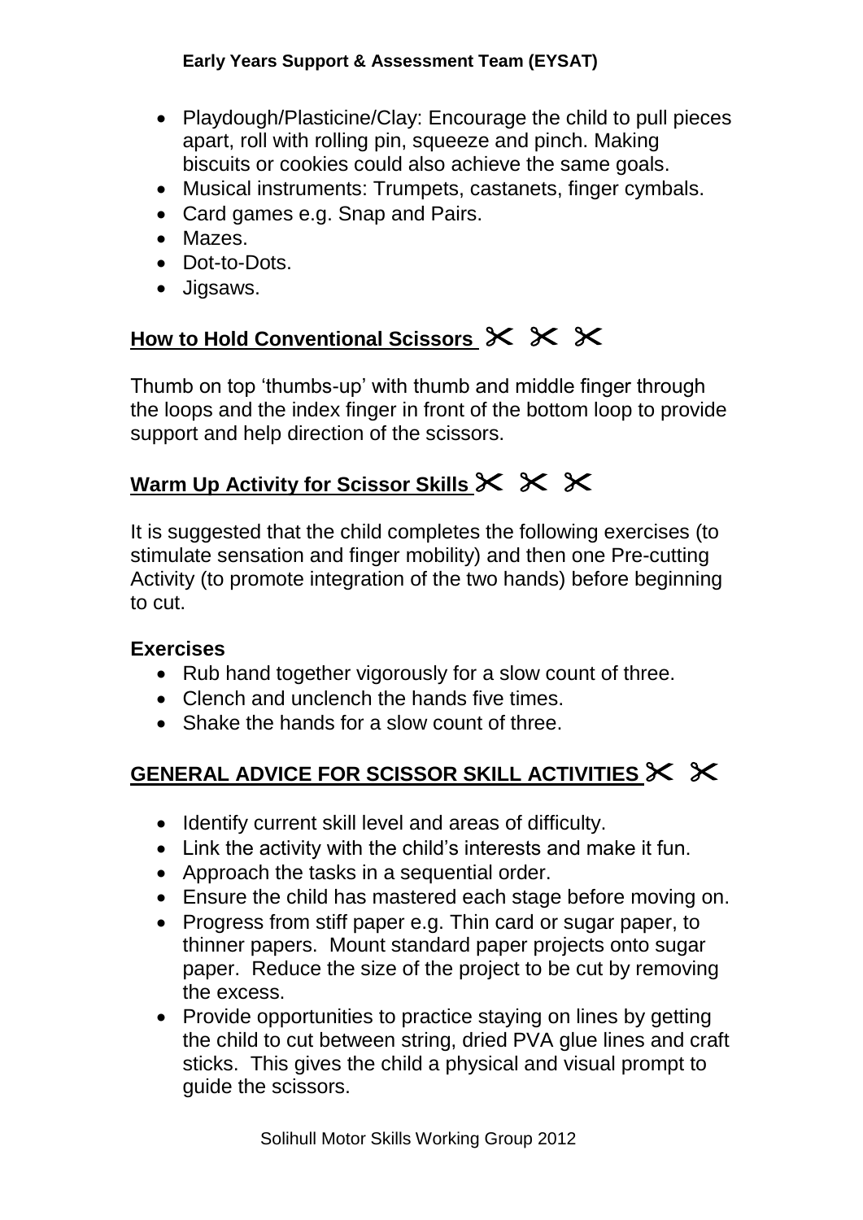- Playdough/Plasticine/Clay: Encourage the child to pull pieces apart, roll with rolling pin, squeeze and pinch. Making biscuits or cookies could also achieve the same goals.
- Musical instruments: Trumpets, castanets, finger cymbals.
- Card games e.g. Snap and Pairs.
- Mazes.
- Dot-to-Dots.
- Jigsaws.

## How to Hold Conventional Scissors ✂ ✂ ✂

Thumb on top 'thumbs-up' with thumb and middle finger through the loops and the index finger in front of the bottom loop to provide support and help direction of the scissors.

## Warm Up Activity for Scissor Skills ✂ ✂ ✂

It is suggested that the child completes the following exercises (to stimulate sensation and finger mobility) and then one Pre-cutting Activity (to promote integration of the two hands) before beginning to cut.

### Exercises

- Rub hand together vigorously for a slow count of three.
- Clench and unclench the hands five times.
- Shake the hands for a slow count of three.

## GENERAL ADVICE FOR SCISSOR SKILL ACTIVITIES ✂ ✂

- Identify current skill level and areas of difficulty.
- Link the activity with the child's interests and make it fun.
- Approach the tasks in a sequential order.
- Ensure the child has mastered each stage before moving on.
- Progress from stiff paper e.g. Thin card or sugar paper, to thinner papers. Mount standard paper projects onto sugar paper. Reduce the size of the project to be cut by removing the excess.
- Provide opportunities to practice staying on lines by getting the child to cut between string, dried PVA glue lines and craft sticks. This gives the child a physical and visual prompt to guide the scissors.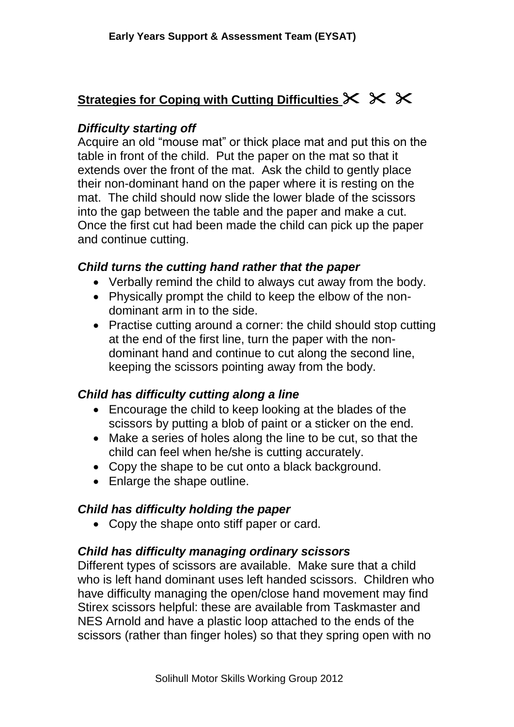## Strategies for Coping with Cutting Difficulties ✂ ✂ ✂

### *Difficulty starting off*

Acquire an old "mouse mat" or thick place mat and put this on the table in front of the child. Put the paper on the mat so that it extends over the front of the mat. Ask the child to gently place their non-dominant hand on the paper where it is resting on the mat. The child should now slide the lower blade of the scissors into the gap between the table and the paper and make a cut. Once the first cut had been made the child can pick up the paper and continue cutting.

### *Child turns the cutting hand rather that the paper*

- Verbally remind the child to always cut away from the body.
- Physically prompt the child to keep the elbow of the non-dominant arm in to the side.
- Practise cutting around a corner: the child should stop cutting at the end of the first line, turn the paper with the non-dominant hand and continue to cut along the second line, keeping the scissors pointing away from the body.

### *Child has difficulty cutting along a line*

- Encourage the child to keep looking at the blades of the scissors by putting a blob of paint or a sticker on the end.
- Make a series of holes along the line to be cut, so that the child can feel when he/she is cutting accurately.
- Copy the shape to be cut onto a black background.
- Enlarge the shape outline.

### *Child has difficulty holding the paper*

- Copy the shape onto stiff paper or card.

### *Child has difficulty managing ordinary scissors*

Different types of scissors are available. Make sure that a child who is left hand dominant uses left handed scissors. Children who have difficulty managing the open/close hand movement may find Stirex scissors helpful: these are available from Taskmaster and NES Arnold and have a plastic loop attached to the ends of the scissors (rather than finger holes) so that they spring open with no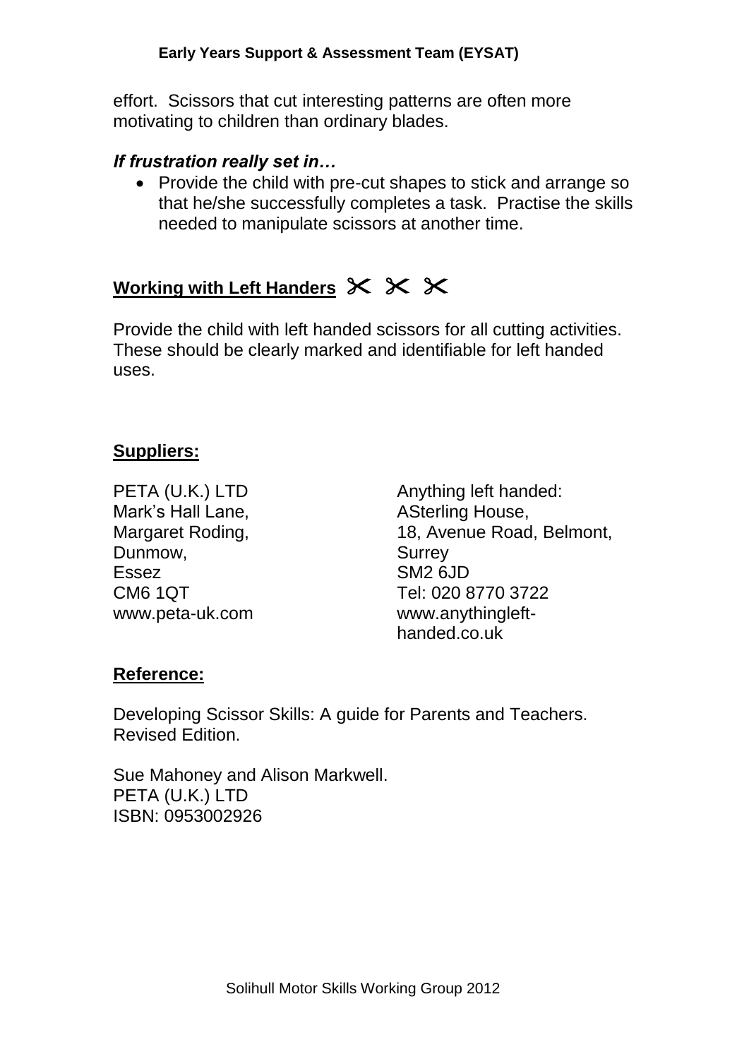effort. Scissors that cut interesting patterns are often more motivating to children than ordinary blades.

### *If frustration really set in…*

- Provide the child with pre-cut shapes to stick and arrange so that he/she successfully completes a task. Practise the skills needed to manipulate scissors at another time.

## Working with Left Handers ✂ ✂ ✂

Provide the child with left handed scissors for all cutting activities. These should be clearly marked and identifiable for left handed uses.

## Suppliers:

PETA (U.K.) LTD
Mark's Hall Lane,
Margaret Roding,
Dunmow,
Essez
CM6 1QT
www.peta-uk.com

Anything left handed:
ASterling House,
18, Avenue Road, Belmont,
Surrey
SM2 6JD
Tel: 020 8770 3722
www.anythingleft-handed.co.uk

## Reference:

Developing Scissor Skills: A guide for Parents and Teachers. Revised Edition.

Sue Mahoney and Alison Markwell.
PETA (U.K.) LTD
ISBN: 0953002926